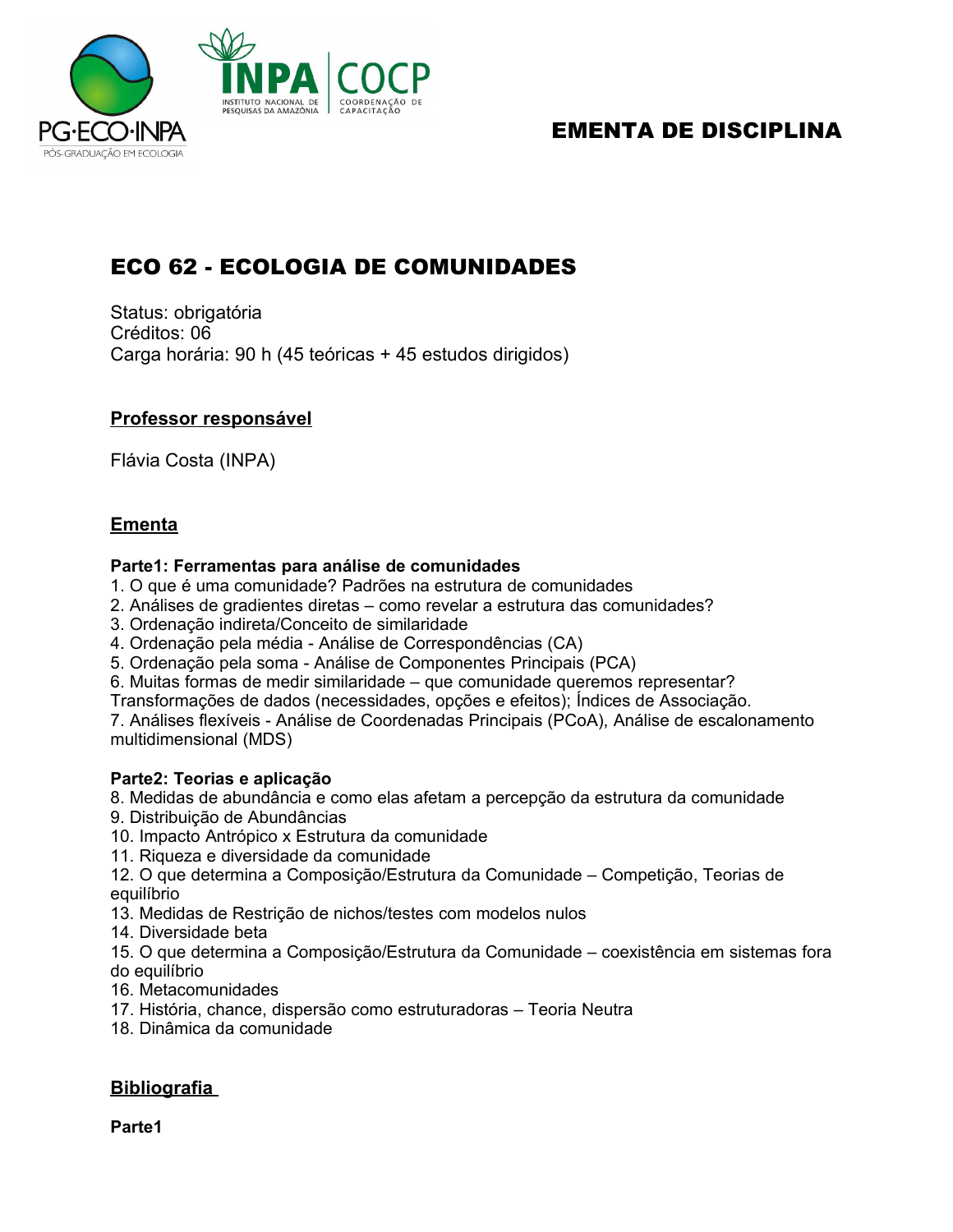# EMENTA DE DISCIPLINA

## ECO 62 - ECOLOGIA DE COMUNIDADES

Status: obrigatória
Créditos: 06
Carga horária: 90 h (45 teóricas + 45 estudos dirigidos)

### Professor responsável

Flávia Costa (INPA)

### Ementa

**Parte1: Ferramentas para análise de comunidades**

1. O que é uma comunidade? Padrões na estrutura de comunidades
2. Análises de gradientes diretas – como revelar a estrutura das comunidades?
3. Ordenação indireta/Conceito de similaridade
4. Ordenação pela média - Análise de Correspondências (CA)
5. Ordenação pela soma - Análise de Componentes Principais (PCA)
6. Muitas formas de medir similaridade – que comunidade queremos representar? Transformações de dados (necessidades, opções e efeitos); Índices de Associação.
7. Análises flexíveis - Análise de Coordenadas Principais (PCoA), Análise de escalonamento multidimensional (MDS)

**Parte2: Teorias e aplicação**

8. Medidas de abundância e como elas afetam a percepção da estrutura da comunidade
9. Distribuição de Abundâncias
10. Impacto Antrópico x Estrutura da comunidade
11. Riqueza e diversidade da comunidade
12. O que determina a Composição/Estrutura da Comunidade – Competição, Teorias de equilíbrio
13. Medidas de Restrição de nichos/testes com modelos nulos
14. Diversidade beta
15. O que determina a Composição/Estrutura da Comunidade – coexistência em sistemas fora do equilíbrio
16. Metacomunidades
17. História, chance, dispersão como estruturadoras – Teoria Neutra
18. Dinâmica da comunidade

### Bibliografia

**Parte1**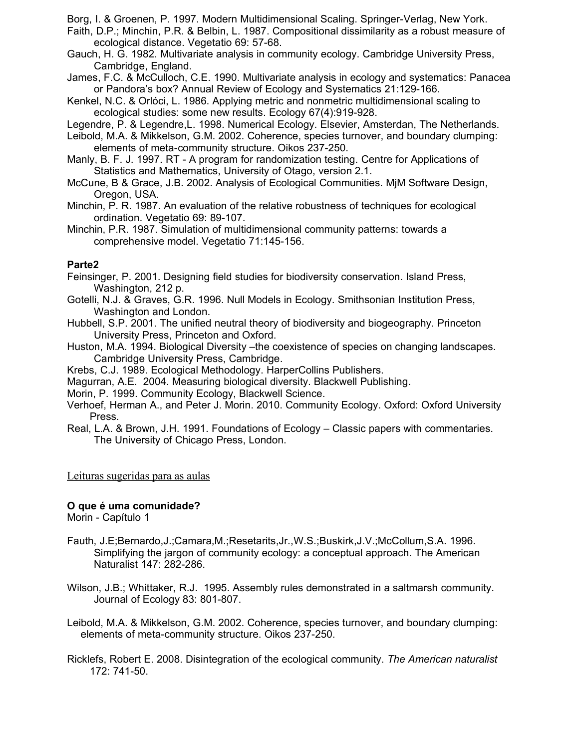Borg, I. & Groenen, P. 1997. Modern Multidimensional Scaling. Springer-Verlag, New York.

Faith, D.P.; Minchin, P.R. & Belbin, L. 1987. Compositional dissimilarity as a robust measure of ecological distance. Vegetatio 69: 57-68.

Gauch, H. G. 1982. Multivariate analysis in community ecology. Cambridge University Press, Cambridge, England.

James, F.C. & McCulloch, C.E. 1990. Multivariate analysis in ecology and systematics: Panacea or Pandora's box? Annual Review of Ecology and Systematics 21:129-166.

Kenkel, N.C. & Orlóci, L. 1986. Applying metric and nonmetric multidimensional scaling to ecological studies: some new results. Ecology 67(4):919-928.

Legendre, P. & Legendre,L. 1998. Numerical Ecology. Elsevier, Amsterdan, The Netherlands.

Leibold, M.A. & Mikkelson, G.M. 2002. Coherence, species turnover, and boundary clumping: elements of meta-community structure. Oikos 237-250.

Manly, B. F. J. 1997. RT - A program for randomization testing. Centre for Applications of Statistics and Mathematics, University of Otago, version 2.1.

McCune, B & Grace, J.B. 2002. Analysis of Ecological Communities. MjM Software Design, Oregon, USA.

Minchin, P. R. 1987. An evaluation of the relative robustness of techniques for ecological ordination. Vegetatio 69: 89-107.

Minchin, P.R. 1987. Simulation of multidimensional community patterns: towards a comprehensive model. Vegetatio 71:145-156.

**Parte2**

Feinsinger, P. 2001. Designing field studies for biodiversity conservation. Island Press, Washington, 212 p.

Gotelli, N.J. & Graves, G.R. 1996. Null Models in Ecology. Smithsonian Institution Press, Washington and London.

Hubbell, S.P. 2001. The unified neutral theory of biodiversity and biogeography. Princeton University Press, Princeton and Oxford.

Huston, M.A. 1994. Biological Diversity –the coexistence of species on changing landscapes. Cambridge University Press, Cambridge.

Krebs, C.J. 1989. Ecological Methodology. HarperCollins Publishers.

Magurran, A.E. 2004. Measuring biological diversity. Blackwell Publishing.

Morin, P. 1999. Community Ecology, Blackwell Science.

Verhoef, Herman A., and Peter J. Morin. 2010. Community Ecology. Oxford: Oxford University Press.

Real, L.A. & Brown, J.H. 1991. Foundations of Ecology – Classic papers with commentaries. The University of Chicago Press, London.

Leituras sugeridas para as aulas

**O que é uma comunidade?**

Morin - Capítulo 1

Fauth, J.E;Bernardo,J.;Camara,M.;Resetarits,Jr.,W.S.;Buskirk,J.V.;McCollum,S.A. 1996. Simplifying the jargon of community ecology: a conceptual approach. The American Naturalist 147: 282-286.

Wilson, J.B.; Whittaker, R.J. 1995. Assembly rules demonstrated in a saltmarsh community. Journal of Ecology 83: 801-807.

Leibold, M.A. & Mikkelson, G.M. 2002. Coherence, species turnover, and boundary clumping: elements of meta-community structure. Oikos 237-250.

Ricklefs, Robert E. 2008. Disintegration of the ecological community. *The American naturalist* 172: 741-50.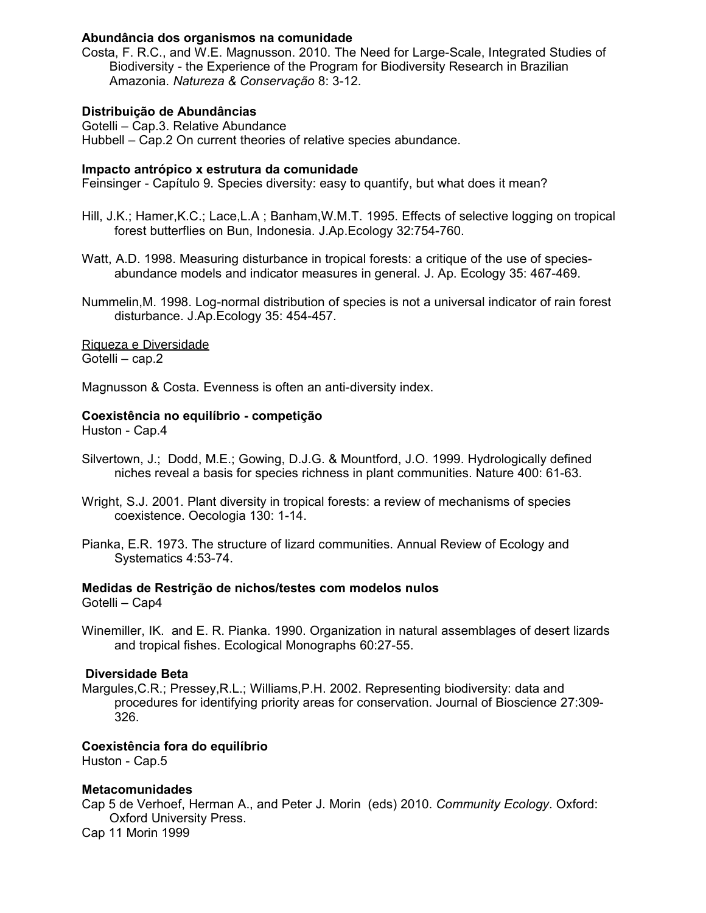**Abundância dos organismos na comunidade**

Costa, F. R.C., and W.E. Magnusson. 2010. The Need for Large-Scale, Integrated Studies of Biodiversity - the Experience of the Program for Biodiversity Research in Brazilian Amazonia. *Natureza & Conservação* 8: 3-12.

**Distribuição de Abundâncias**

Gotelli – Cap.3. Relative Abundance
Hubbell – Cap.2 On current theories of relative species abundance.

**Impacto antrópico x estrutura da comunidade**

Feinsinger - Capítulo 9. Species diversity: easy to quantify, but what does it mean?

Hill, J.K.; Hamer,K.C.; Lace,L.A ; Banham,W.M.T. 1995. Effects of selective logging on tropical forest butterflies on Bun, Indonesia. J.Ap.Ecology 32:754-760.

Watt, A.D. 1998. Measuring disturbance in tropical forests: a critique of the use of species-abundance models and indicator measures in general. J. Ap. Ecology 35: 467-469.

Nummelin,M. 1998. Log-normal distribution of species is not a universal indicator of rain forest disturbance. J.Ap.Ecology 35: 454-457.

<u>Riqueza e Diversidade</u>

Gotelli – cap.2

Magnusson & Costa. Evenness is often an anti-diversity index.

**Coexistência no equilíbrio - competição**

Huston - Cap.4

Silvertown, J.; Dodd, M.E.; Gowing, D.J.G. & Mountford, J.O. 1999. Hydrologically defined niches reveal a basis for species richness in plant communities. Nature 400: 61-63.

Wright, S.J. 2001. Plant diversity in tropical forests: a review of mechanisms of species coexistence. Oecologia 130: 1-14.

Pianka, E.R. 1973. The structure of lizard communities. Annual Review of Ecology and Systematics 4:53-74.

**Medidas de Restrição de nichos/testes com modelos nulos**

Gotelli – Cap4

Winemiller, IK. and E. R. Pianka. 1990. Organization in natural assemblages of desert lizards and tropical fishes. Ecological Monographs 60:27-55.

**Diversidade Beta**

Margules,C.R.; Pressey,R.L.; Williams,P.H. 2002. Representing biodiversity: data and procedures for identifying priority areas for conservation. Journal of Bioscience 27:309-326.

**Coexistência fora do equilíbrio**

Huston - Cap.5

**Metacomunidades**

Cap 5 de Verhoef, Herman A., and Peter J. Morin (eds) 2010. *Community Ecology*. Oxford: Oxford University Press.
Cap 11 Morin 1999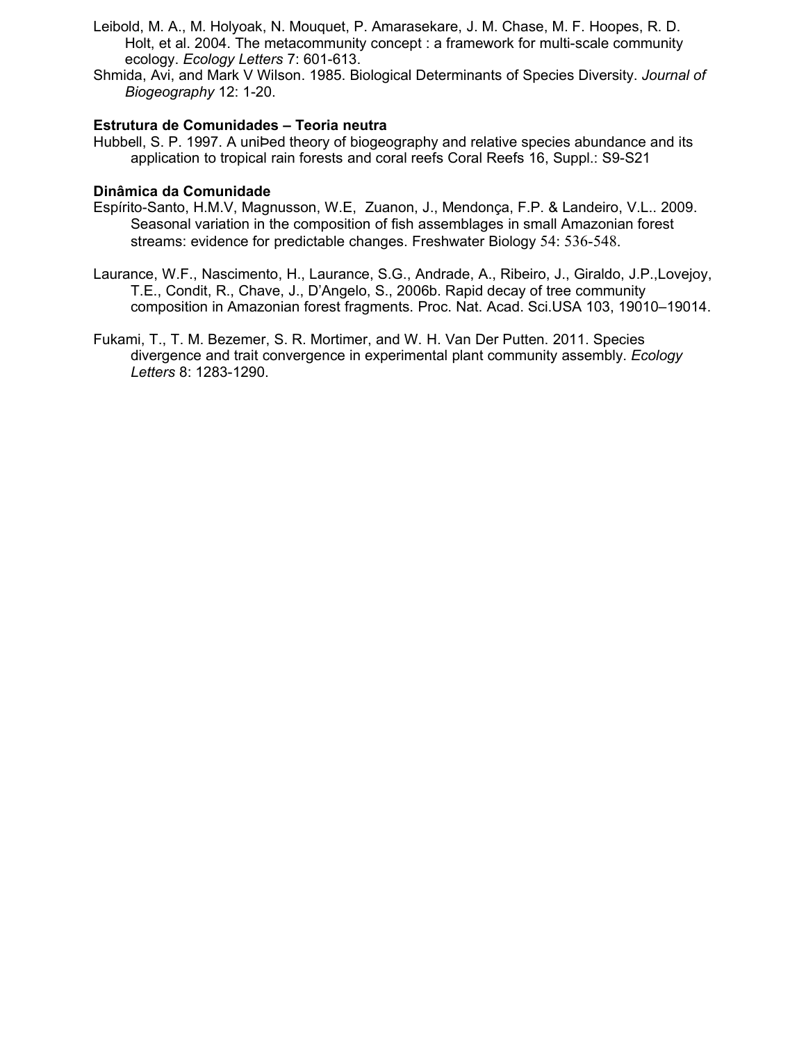Leibold, M. A., M. Holyoak, N. Mouquet, P. Amarasekare, J. M. Chase, M. F. Hoopes, R. D. Holt, et al. 2004. The metacommunity concept : a framework for multi-scale community ecology. *Ecology Letters* 7: 601-613.

Shmida, Avi, and Mark V Wilson. 1985. Biological Determinants of Species Diversity. *Journal of Biogeography* 12: 1-20.

**Estrutura de Comunidades – Teoria neutra**

Hubbell, S. P. 1997. A uniÞed theory of biogeography and relative species abundance and its application to tropical rain forests and coral reefs Coral Reefs 16, Suppl.: S9-S21

**Dinâmica da Comunidade**

Espírito-Santo, H.M.V, Magnusson, W.E, Zuanon, J., Mendonça, F.P. & Landeiro, V.L.. 2009. Seasonal variation in the composition of fish assemblages in small Amazonian forest streams: evidence for predictable changes. Freshwater Biology 54: 536-548.

Laurance, W.F., Nascimento, H., Laurance, S.G., Andrade, A., Ribeiro, J., Giraldo, J.P.,Lovejoy, T.E., Condit, R., Chave, J., D'Angelo, S., 2006b. Rapid decay of tree community composition in Amazonian forest fragments. Proc. Nat. Acad. Sci.USA 103, 19010–19014.

Fukami, T., T. M. Bezemer, S. R. Mortimer, and W. H. Van Der Putten. 2011. Species divergence and trait convergence in experimental plant community assembly. *Ecology Letters* 8: 1283-1290.